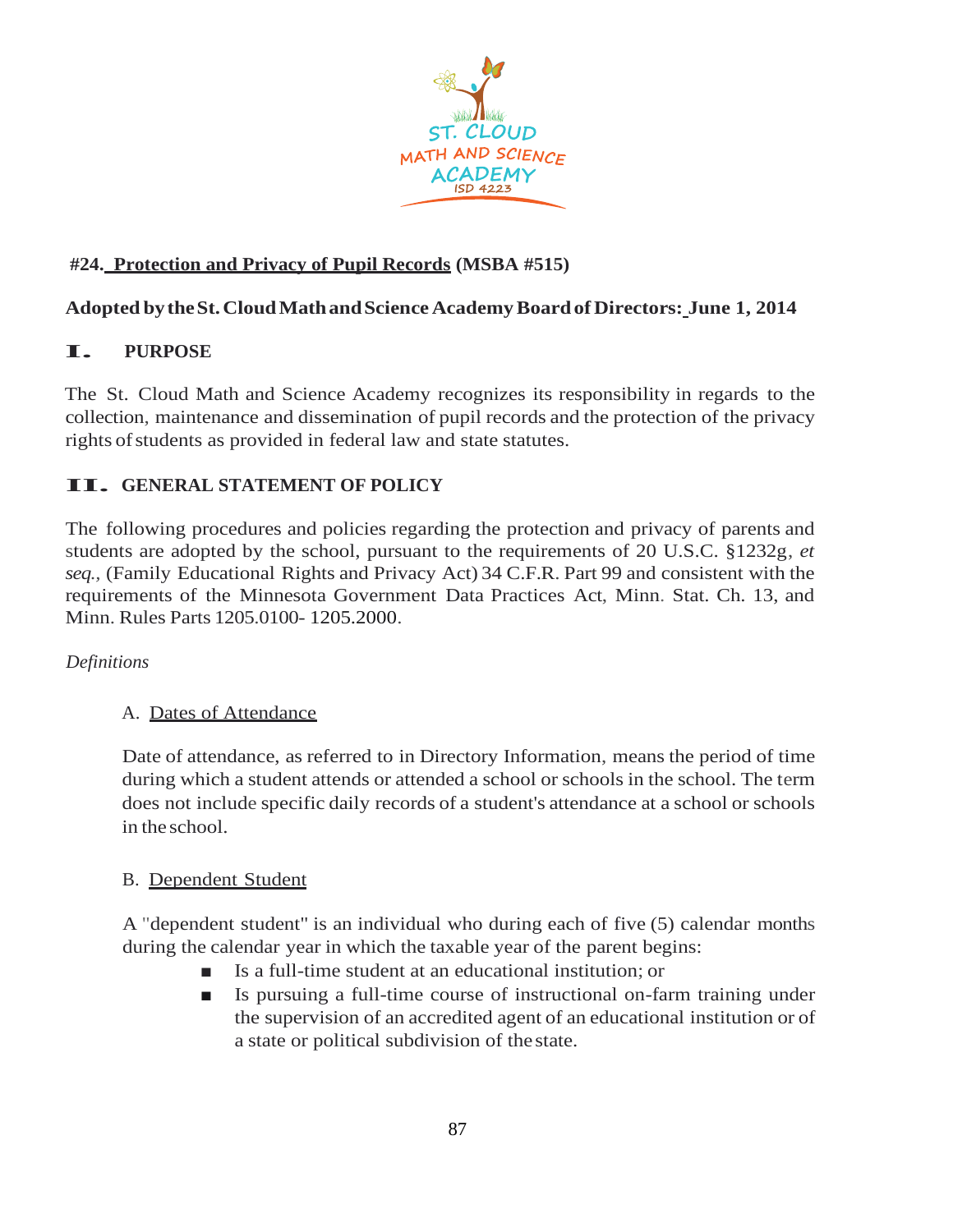## #24. Protection and Privacy of Pupil Records (MSBA #515)

**Adopted by the St. Cloud Math and Science Academy Board of Directors: June 1, 2014**

## I. PURPOSE

The St. Cloud Math and Science Academy recognizes its responsibility in regards to the collection, maintenance and dissemination of pupil records and the protection of the privacy rights of students as provided in federal law and state statutes.

## II. GENERAL STATEMENT OF POLICY

The following procedures and policies regarding the protection and privacy of parents and students are adopted by the school, pursuant to the requirements of 20 U.S.C. §1232g, *et seq.,* (Family Educational Rights and Privacy Act) 34 C.F.R. Part 99 and consistent with the requirements of the Minnesota Government Data Practices Act, Minn. Stat. Ch. 13, and Minn. Rules Parts 1205.0100- 1205.2000.

*Definitions*

A. Dates of Attendance

Date of attendance, as referred to in Directory Information, means the period of time during which a student attends or attended a school or schools in the school. The term does not include specific daily records of a student's attendance at a school or schools in the school.

B. Dependent Student

A "dependent student" is an individual who during each of five (5) calendar months during the calendar year in which the taxable year of the parent begins:

- Is a full-time student at an educational institution; or
- Is pursuing a full-time course of instructional on-farm training under the supervision of an accredited agent of an educational institution or of a state or political subdivision of the state.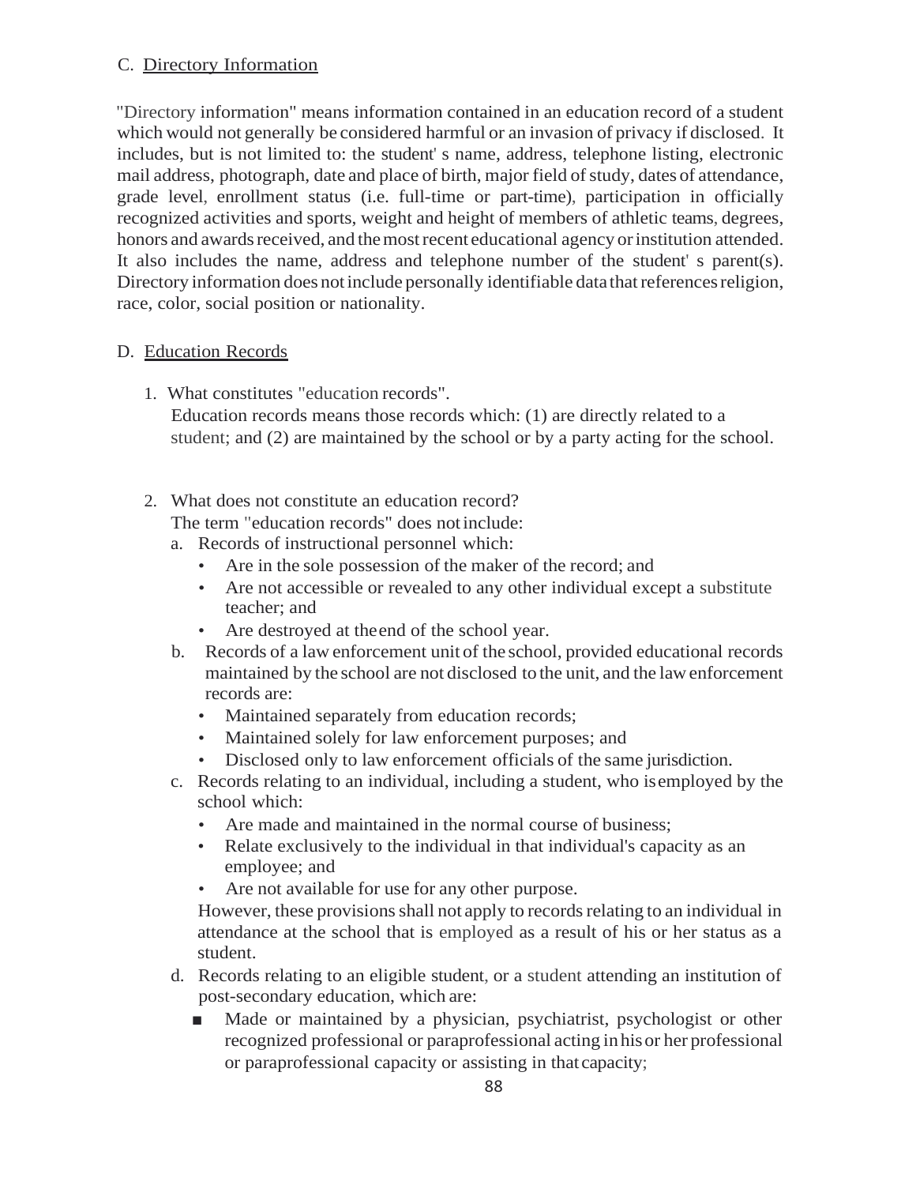### C. Directory Information

"Directory information" means information contained in an education record of a student which would not generally be considered harmful or an invasion of privacy if disclosed. It includes, but is not limited to: the student' s name, address, telephone listing, electronic mail address, photograph, date and place of birth, major field of study, dates of attendance, grade level, enrollment status (i.e. full-time or part-time), participation in officially recognized activities and sports, weight and height of members of athletic teams, degrees, honors and awards received, and the most recent educational agency or institution attended. It also includes the name, address and telephone number of the student' s parent(s). Directory information does not include personally identifiable data that references religion, race, color, social position or nationality.

### D. Education Records

1. What constitutes "education records".
   Education records means those records which: (1) are directly related to a student; and (2) are maintained by the school or by a party acting for the school.

2. What does not constitute an education record?
   The term "education records" does not include:
   a. Records of instructional personnel which:
      - Are in the sole possession of the maker of the record; and
      - Are not accessible or revealed to any other individual except a substitute teacher; and
      - Are destroyed at the end of the school year.
   
   b. Records of a law enforcement unit of the school, provided educational records maintained by the school are not disclosed to the unit, and the law enforcement records are:
      - Maintained separately from education records;
      - Maintained solely for law enforcement purposes; and
      - Disclosed only to law enforcement officials of the same jurisdiction.
   
   c. Records relating to an individual, including a student, who is employed by the school which:
      - Are made and maintained in the normal course of business;
      - Relate exclusively to the individual in that individual's capacity as an employee; and
      - Are not available for use for any other purpose.
      
      However, these provisions shall not apply to records relating to an individual in attendance at the school that is employed as a result of his or her status as a student.
   
   d. Records relating to an eligible student, or a student attending an institution of post-secondary education, which are:
      - Made or maintained by a physician, psychiatrist, psychologist or other recognized professional or paraprofessional acting in his or her professional or paraprofessional capacity or assisting in that capacity;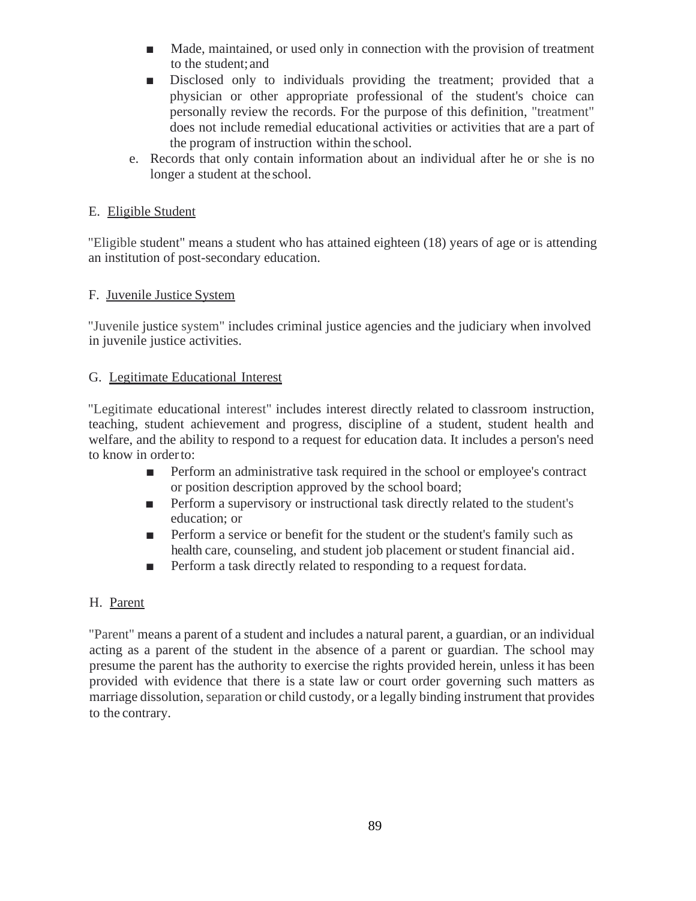- Made, maintained, or used only in connection with the provision of treatment to the student; and
- Disclosed only to individuals providing the treatment; provided that a physician or other appropriate professional of the student's choice can personally review the records. For the purpose of this definition, "treatment" does not include remedial educational activities or activities that are a part of the program of instruction within the school.

e. Records that only contain information about an individual after he or she is no longer a student at the school.

E. Eligible Student

"Eligible student" means a student who has attained eighteen (18) years of age or is attending an institution of post-secondary education.

F. Juvenile Justice System

"Juvenile justice system" includes criminal justice agencies and the judiciary when involved in juvenile justice activities.

G. Legitimate Educational Interest

"Legitimate educational interest" includes interest directly related to classroom instruction, teaching, student achievement and progress, discipline of a student, student health and welfare, and the ability to respond to a request for education data. It includes a person's need to know in order to:

- Perform an administrative task required in the school or employee's contract or position description approved by the school board;
- Perform a supervisory or instructional task directly related to the student's education; or
- Perform a service or benefit for the student or the student's family such as health care, counseling, and student job placement or student financial aid.
- Perform a task directly related to responding to a request for data.

H. Parent

"Parent" means a parent of a student and includes a natural parent, a guardian, or an individual acting as a parent of the student in the absence of a parent or guardian. The school may presume the parent has the authority to exercise the rights provided herein, unless it has been provided with evidence that there is a state law or court order governing such matters as marriage dissolution, separation or child custody, or a legally binding instrument that provides to the contrary.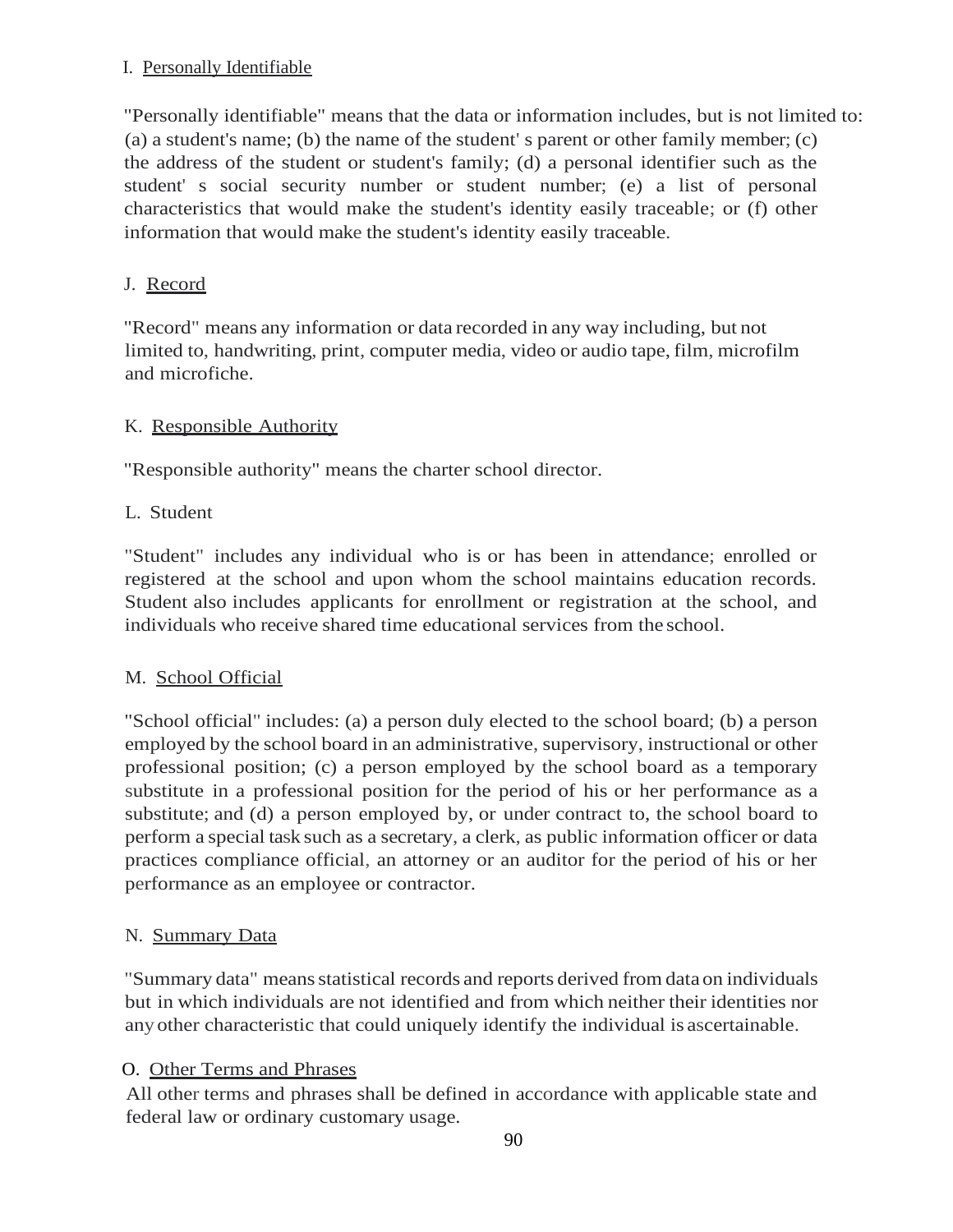### I. Personally Identifiable

"Personally identifiable" means that the data or information includes, but is not limited to: (a) a student's name; (b) the name of the student' s parent or other family member; (c) the address of the student or student's family; (d) a personal identifier such as the student' s social security number or student number; (e) a list of personal characteristics that would make the student's identity easily traceable; or (f) other information that would make the student's identity easily traceable.

### J. Record

"Record" means any information or data recorded in any way including, but not limited to, handwriting, print, computer media, video or audio tape, film, microfilm and microfiche.

### K. Responsible Authority

"Responsible authority" means the charter school director.

### L. Student

"Student" includes any individual who is or has been in attendance; enrolled or registered at the school and upon whom the school maintains education records. Student also includes applicants for enrollment or registration at the school, and individuals who receive shared time educational services from the school.

### M. School Official

"School official" includes: (a) a person duly elected to the school board; (b) a person employed by the school board in an administrative, supervisory, instructional or other professional position; (c) a person employed by the school board as a temporary substitute in a professional position for the period of his or her performance as a substitute; and (d) a person employed by, or under contract to, the school board to perform a special task such as a secretary, a clerk, as public information officer or data practices compliance official, an attorney or an auditor for the period of his or her performance as an employee or contractor.

### N. Summary Data

"Summary data" means statistical records and reports derived from data on individuals but in which individuals are not identified and from which neither their identities nor any other characteristic that could uniquely identify the individual is ascertainable.

### O. Other Terms and Phrases

All other terms and phrases shall be defined in accordance with applicable state and federal law or ordinary customary usage.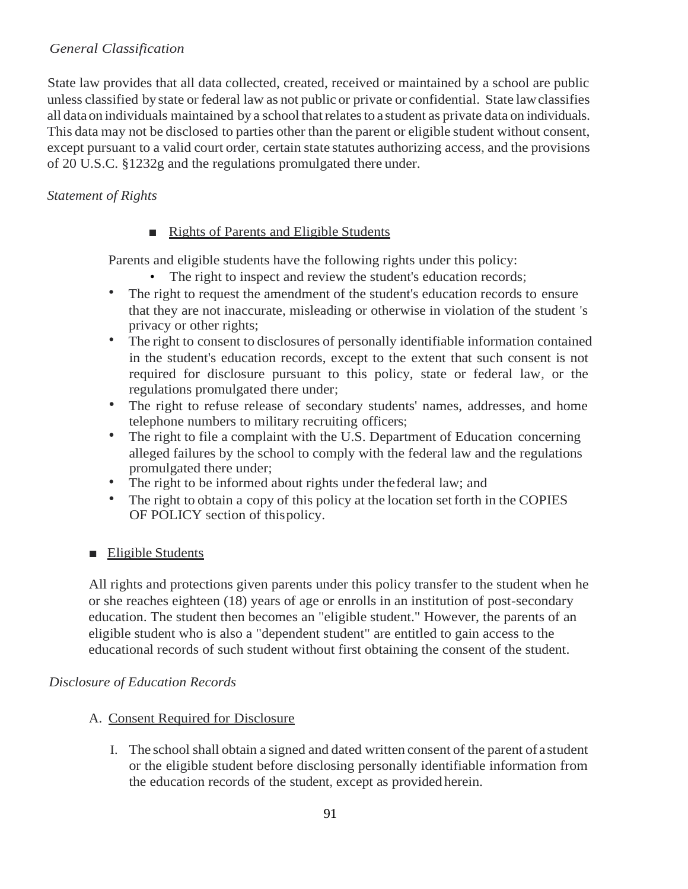*General Classification*

State law provides that all data collected, created, received or maintained by a school are public unless classified by state or federal law as not public or private or confidential. State law classifies all data on individuals maintained by a school that relates to a student as private data on individuals. This data may not be disclosed to parties other than the parent or eligible student without consent, except pursuant to a valid court order, certain state statutes authorizing access, and the provisions of 20 U.S.C. §1232g and the regulations promulgated there under.

*Statement of Rights*

- Rights of Parents and Eligible Students

Parents and eligible students have the following rights under this policy:

- The right to inspect and review the student's education records;
- The right to request the amendment of the student's education records to ensure that they are not inaccurate, misleading or otherwise in violation of the student 's privacy or other rights;
- The right to consent to disclosures of personally identifiable information contained in the student's education records, except to the extent that such consent is not required for disclosure pursuant to this policy, state or federal law, or the regulations promulgated there under;
- The right to refuse release of secondary students' names, addresses, and home telephone numbers to military recruiting officers;
- The right to file a complaint with the U.S. Department of Education concerning alleged failures by the school to comply with the federal law and the regulations promulgated there under;
- The right to be informed about rights under the federal law; and
- The right to obtain a copy of this policy at the location set forth in the COPIES OF POLICY section of this policy.

- Eligible Students

All rights and protections given parents under this policy transfer to the student when he or she reaches eighteen (18) years of age or enrolls in an institution of post-secondary education. The student then becomes an "eligible student." However, the parents of an eligible student who is also a "dependent student" are entitled to gain access to the educational records of such student without first obtaining the consent of the student.

*Disclosure of Education Records*

A. Consent Required for Disclosure

I. The school shall obtain a signed and dated written consent of the parent of a student or the eligible student before disclosing personally identifiable information from the education records of the student, except as provided herein.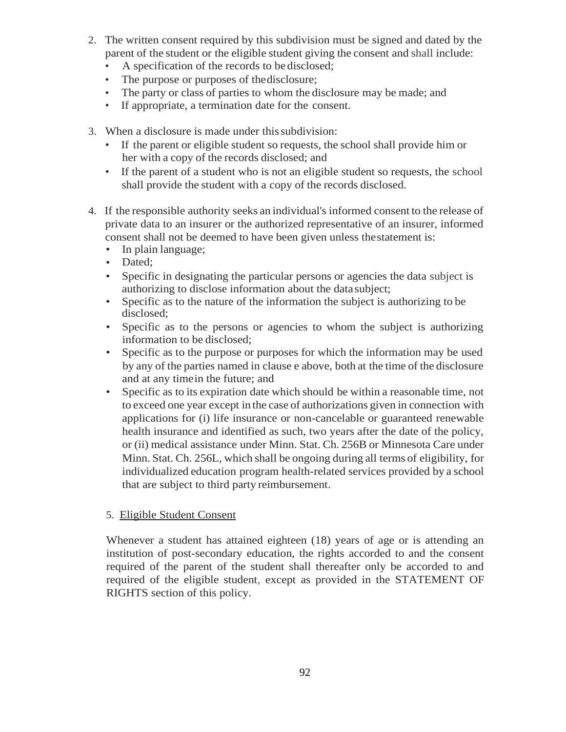2. The written consent required by this subdivision must be signed and dated by the parent of the student or the eligible student giving the consent and shall include:
   - A specification of the records to be disclosed;
   - The purpose or purposes of the disclosure;
   - The party or class of parties to whom the disclosure may be made; and
   - If appropriate, a termination date for the consent.

3. When a disclosure is made under this subdivision:
   - If the parent or eligible student so requests, the school shall provide him or her with a copy of the records disclosed; and
   - If the parent of a student who is not an eligible student so requests, the school shall provide the student with a copy of the records disclosed.

4. If the responsible authority seeks an individual's informed consent to the release of private data to an insurer or the authorized representative of an insurer, informed consent shall not be deemed to have been given unless the statement is:
   - In plain language;
   - Dated;
   - Specific in designating the particular persons or agencies the data subject is authorizing to disclose information about the data subject;
   - Specific as to the nature of the information the subject is authorizing to be disclosed;
   - Specific as to the persons or agencies to whom the subject is authorizing information to be disclosed;
   - Specific as to the purpose or purposes for which the information may be used by any of the parties named in clause e above, both at the time of the disclosure and at any time in the future; and
   - Specific as to its expiration date which should be within a reasonable time, not to exceed one year except in the case of authorizations given in connection with applications for (i) life insurance or non-cancelable or guaranteed renewable health insurance and identified as such, two years after the date of the policy, or (ii) medical assistance under Minn. Stat. Ch. 256B or Minnesota Care under Minn. Stat. Ch. 256L, which shall be ongoing during all terms of eligibility, for individualized education program health-related services provided by a school that are subject to third party reimbursement.

5. <u>Eligible Student Consent</u>

   Whenever a student has attained eighteen (18) years of age or is attending an institution of post-secondary education, the rights accorded to and the consent required of the parent of the student shall thereafter only be accorded to and required of the eligible student, except as provided in the STATEMENT OF RIGHTS section of this policy.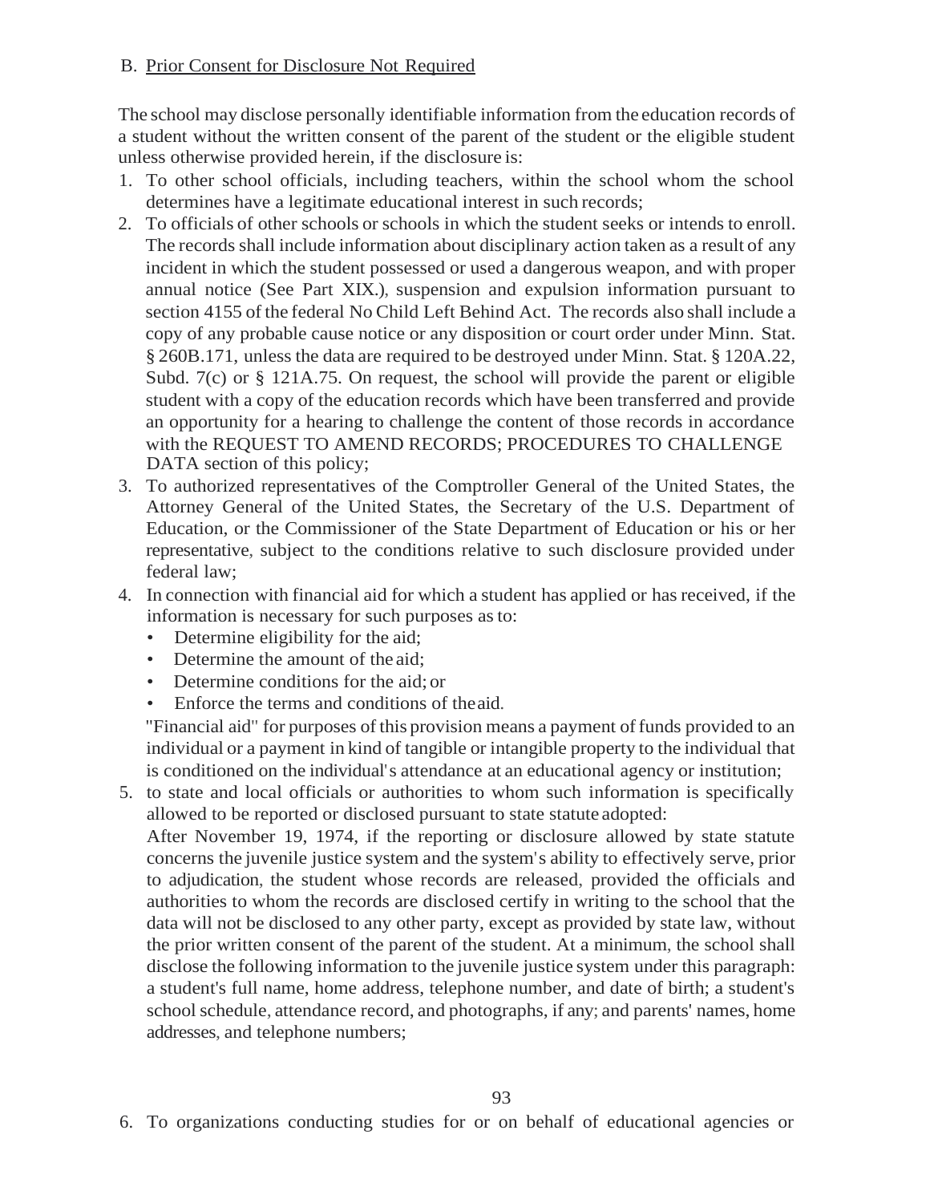B. Prior Consent for Disclosure Not Required

The school may disclose personally identifiable information from the education records of a student without the written consent of the parent of the student or the eligible student unless otherwise provided herein, if the disclosure is:

1. To other school officials, including teachers, within the school whom the school determines have a legitimate educational interest in such records;
2. To officials of other schools or schools in which the student seeks or intends to enroll. The records shall include information about disciplinary action taken as a result of any incident in which the student possessed or used a dangerous weapon, and with proper annual notice (See Part XIX.), suspension and expulsion information pursuant to section 4155 of the federal No Child Left Behind Act. The records also shall include a copy of any probable cause notice or any disposition or court order under Minn. Stat. § 260B.171, unless the data are required to be destroyed under Minn. Stat. § 120A.22, Subd. 7(c) or § 121A.75. On request, the school will provide the parent or eligible student with a copy of the education records which have been transferred and provide an opportunity for a hearing to challenge the content of those records in accordance with the REQUEST TO AMEND RECORDS; PROCEDURES TO CHALLENGE DATA section of this policy;
3. To authorized representatives of the Comptroller General of the United States, the Attorney General of the United States, the Secretary of the U.S. Department of Education, or the Commissioner of the State Department of Education or his or her representative, subject to the conditions relative to such disclosure provided under federal law;
4. In connection with financial aid for which a student has applied or has received, if the information is necessary for such purposes as to:
   - Determine eligibility for the aid;
   - Determine the amount of the aid;
   - Determine conditions for the aid; or
   - Enforce the terms and conditions of the aid.

   "Financial aid" for purposes of this provision means a payment of funds provided to an individual or a payment in kind of tangible or intangible property to the individual that is conditioned on the individual's attendance at an educational agency or institution;
5. to state and local officials or authorities to whom such information is specifically allowed to be reported or disclosed pursuant to state statute adopted:
   After November 19, 1974, if the reporting or disclosure allowed by state statute concerns the juvenile justice system and the system's ability to effectively serve, prior to adjudication, the student whose records are released, provided the officials and authorities to whom the records are disclosed certify in writing to the school that the data will not be disclosed to any other party, except as provided by state law, without the prior written consent of the parent of the student. At a minimum, the school shall disclose the following information to the juvenile justice system under this paragraph: a student's full name, home address, telephone number, and date of birth; a student's school schedule, attendance record, and photographs, if any; and parents' names, home addresses, and telephone numbers;
6. To organizations conducting studies for or on behalf of educational agencies or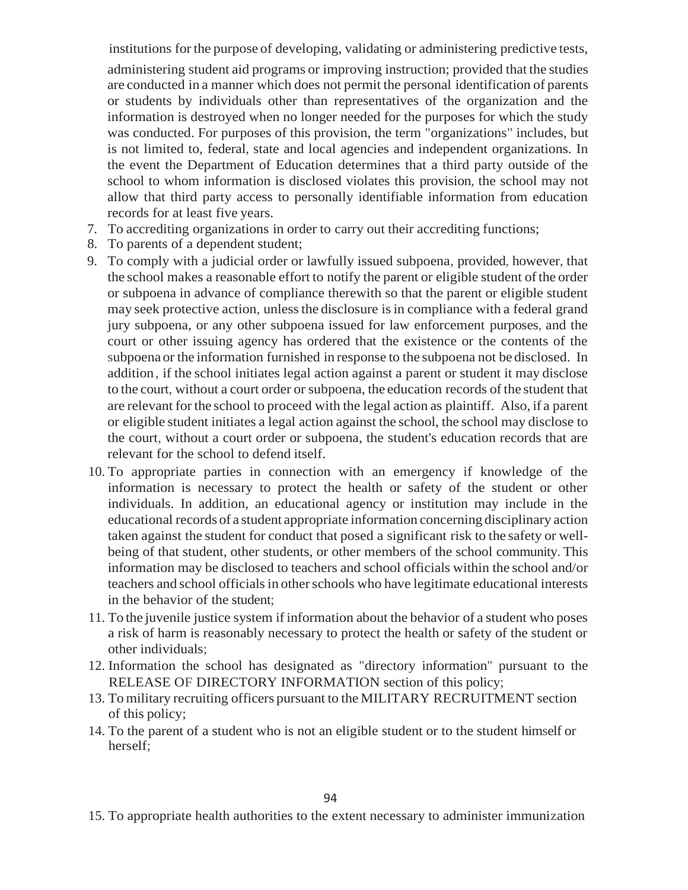institutions for the purpose of developing, validating or administering predictive tests, administering student aid programs or improving instruction; provided that the studies are conducted in a manner which does not permit the personal identification of parents or students by individuals other than representatives of the organization and the information is destroyed when no longer needed for the purposes for which the study was conducted. For purposes of this provision, the term "organizations" includes, but is not limited to, federal, state and local agencies and independent organizations. In the event the Department of Education determines that a third party outside of the school to whom information is disclosed violates this provision, the school may not allow that third party access to personally identifiable information from education records for at least five years.

7. To accrediting organizations in order to carry out their accrediting functions;
8. To parents of a dependent student;
9. To comply with a judicial order or lawfully issued subpoena, provided, however, that the school makes a reasonable effort to notify the parent or eligible student of the order or subpoena in advance of compliance therewith so that the parent or eligible student may seek protective action, unless the disclosure is in compliance with a federal grand jury subpoena, or any other subpoena issued for law enforcement purposes, and the court or other issuing agency has ordered that the existence or the contents of the subpoena or the information furnished in response to the subpoena not be disclosed. In addition, if the school initiates legal action against a parent or student it may disclose to the court, without a court order or subpoena, the education records of the student that are relevant for the school to proceed with the legal action as plaintiff. Also, if a parent or eligible student initiates a legal action against the school, the school may disclose to the court, without a court order or subpoena, the student's education records that are relevant for the school to defend itself.
10. To appropriate parties in connection with an emergency if knowledge of the information is necessary to protect the health or safety of the student or other individuals. In addition, an educational agency or institution may include in the educational records of a student appropriate information concerning disciplinary action taken against the student for conduct that posed a significant risk to the safety or well-being of that student, other students, or other members of the school community. This information may be disclosed to teachers and school officials within the school and/or teachers and school officials in other schools who have legitimate educational interests in the behavior of the student;
11. To the juvenile justice system if information about the behavior of a student who poses a risk of harm is reasonably necessary to protect the health or safety of the student or other individuals;
12. Information the school has designated as "directory information" pursuant to the RELEASE OF DIRECTORY INFORMATION section of this policy;
13. To military recruiting officers pursuant to the MILITARY RECRUITMENT section of this policy;
14. To the parent of a student who is not an eligible student or to the student himself or herself;
15. To appropriate health authorities to the extent necessary to administer immunization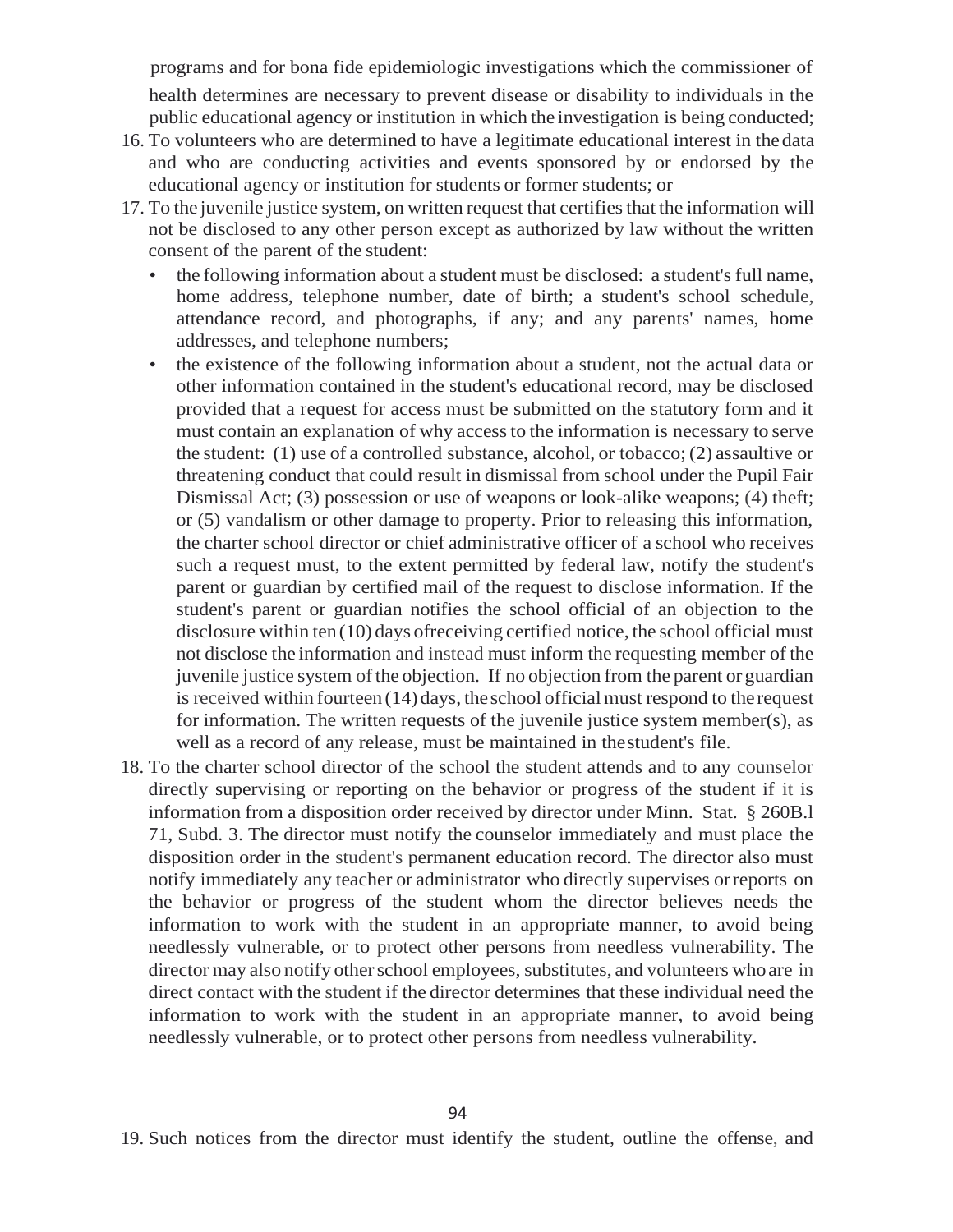programs and for bona fide epidemiologic investigations which the commissioner of health determines are necessary to prevent disease or disability to individuals in the public educational agency or institution in which the investigation is being conducted;

16. To volunteers who are determined to have a legitimate educational interest in the data and who are conducting activities and events sponsored by or endorsed by the educational agency or institution for students or former students; or
17. To the juvenile justice system, on written request that certifies that the information will not be disclosed to any other person except as authorized by law without the written consent of the parent of the student:
    - the following information about a student must be disclosed: a student's full name, home address, telephone number, date of birth; a student's school schedule, attendance record, and photographs, if any; and any parents' names, home addresses, and telephone numbers;
    - the existence of the following information about a student, not the actual data or other information contained in the student's educational record, may be disclosed provided that a request for access must be submitted on the statutory form and it must contain an explanation of why access to the information is necessary to serve the student: (1) use of a controlled substance, alcohol, or tobacco; (2) assaultive or threatening conduct that could result in dismissal from school under the Pupil Fair Dismissal Act; (3) possession or use of weapons or look-alike weapons; (4) theft; or (5) vandalism or other damage to property. Prior to releasing this information, the charter school director or chief administrative officer of a school who receives such a request must, to the extent permitted by federal law, notify the student's parent or guardian by certified mail of the request to disclose information. If the student's parent or guardian notifies the school official of an objection to the disclosure within ten (10) days ofreceiving certified notice, the school official must not disclose the information and instead must inform the requesting member of the juvenile justice system of the objection. If no objection from the parent or guardian is received within fourteen (14) days, the school official must respond to the request for information. The written requests of the juvenile justice system member(s), as well as a record of any release, must be maintained in thestudent's file.
18. To the charter school director of the school the student attends and to any counselor directly supervising or reporting on the behavior or progress of the student if it is information from a disposition order received by director under Minn. Stat. § 260B.l 71, Subd. 3. The director must notify the counselor immediately and must place the disposition order in the student's permanent education record. The director also must notify immediately any teacher or administrator who directly supervises or reports on the behavior or progress of the student whom the director believes needs the information to work with the student in an appropriate manner, to avoid being needlessly vulnerable, or to protect other persons from needless vulnerability. The director may also notify other school employees, substitutes, and volunteers who are in direct contact with the student if the director determines that these individual need the information to work with the student in an appropriate manner, to avoid being needlessly vulnerable, or to protect other persons from needless vulnerability.
19. Such notices from the director must identify the student, outline the offense, and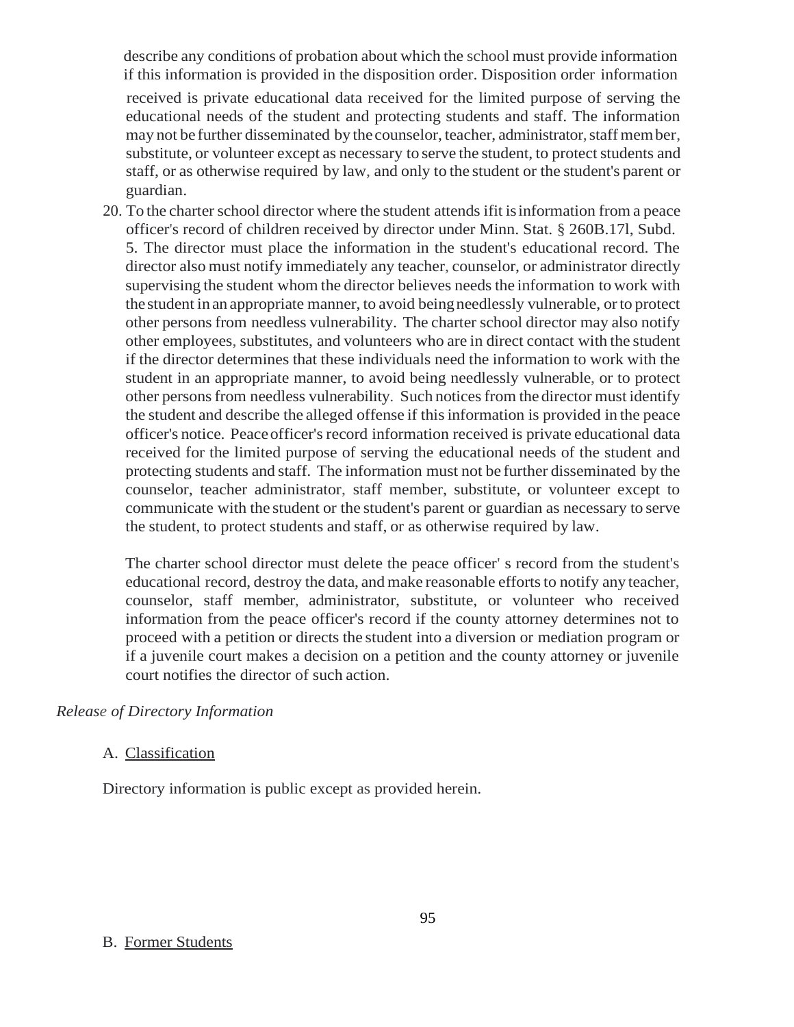describe any conditions of probation about which the school must provide information if this information is provided in the disposition order. Disposition order information received is private educational data received for the limited purpose of serving the educational needs of the student and protecting students and staff. The information may not be further disseminated by the counselor, teacher, administrator, staff member, substitute, or volunteer except as necessary to serve the student, to protect students and staff, or as otherwise required by law, and only to the student or the student's parent or guardian.

20. To the charter school director where the student attends if it is information from a peace officer's record of children received by director under Minn. Stat. § 260B.17l, Subd. 5. The director must place the information in the student's educational record. The director also must notify immediately any teacher, counselor, or administrator directly supervising the student whom the director believes needs the information to work with the student in an appropriate manner, to avoid being needlessly vulnerable, or to protect other persons from needless vulnerability. The charter school director may also notify other employees, substitutes, and volunteers who are in direct contact with the student if the director determines that these individuals need the information to work with the student in an appropriate manner, to avoid being needlessly vulnerable, or to protect other persons from needless vulnerability. Such notices from the director must identify the student and describe the alleged offense if this information is provided in the peace officer's notice. Peace officer's record information received is private educational data received for the limited purpose of serving the educational needs of the student and protecting students and staff. The information must not be further disseminated by the counselor, teacher administrator, staff member, substitute, or volunteer except to communicate with the student or the student's parent or guardian as necessary to serve the student, to protect students and staff, or as otherwise required by law.

    The charter school director must delete the peace officer' s record from the student's educational record, destroy the data, and make reasonable efforts to notify any teacher, counselor, staff member, administrator, substitute, or volunteer who received information from the peace officer's record if the county attorney determines not to proceed with a petition or directs the student into a diversion or mediation program or if a juvenile court makes a decision on a petition and the county attorney or juvenile court notifies the director of such action.

*Release of Directory Information*

A. Classification

Directory information is public except as provided herein.

B. Former Students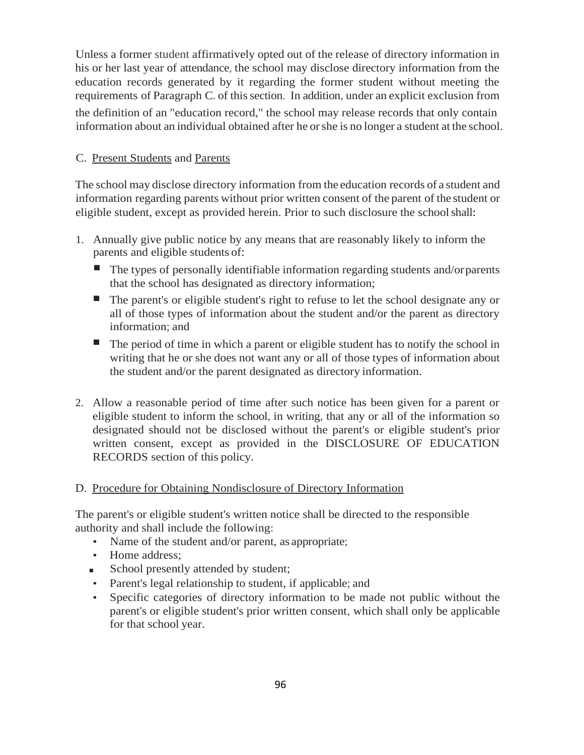Unless a former student affirmatively opted out of the release of directory information in his or her last year of attendance, the school may disclose directory information from the education records generated by it regarding the former student without meeting the requirements of Paragraph C. of this section. In addition, under an explicit exclusion from the definition of an "education record," the school may release records that only contain information about an individual obtained after he or she is no longer a student at the school.

C. Present Students and Parents

The school may disclose directory information from the education records of a student and information regarding parents without prior written consent of the parent of the student or eligible student, except as provided herein. Prior to such disclosure the school shall:

1. Annually give public notice by any means that are reasonably likely to inform the parents and eligible students of:
   - The types of personally identifiable information regarding students and/or parents that the school has designated as directory information;
   - The parent's or eligible student's right to refuse to let the school designate any or all of those types of information about the student and/or the parent as directory information; and
   - The period of time in which a parent or eligible student has to notify the school in writing that he or she does not want any or all of those types of information about the student and/or the parent designated as directory information.

2. Allow a reasonable period of time after such notice has been given for a parent or eligible student to inform the school, in writing, that any or all of the information so designated should not be disclosed without the parent's or eligible student's prior written consent, except as provided in the DISCLOSURE OF EDUCATION RECORDS section of this policy.

D. Procedure for Obtaining Nondisclosure of Directory Information

The parent's or eligible student's written notice shall be directed to the responsible authority and shall include the following:

- Name of the student and/or parent, as appropriate;
- Home address;
- School presently attended by student;
- Parent's legal relationship to student, if applicable; and
- Specific categories of directory information to be made not public without the parent's or eligible student's prior written consent, which shall only be applicable for that school year.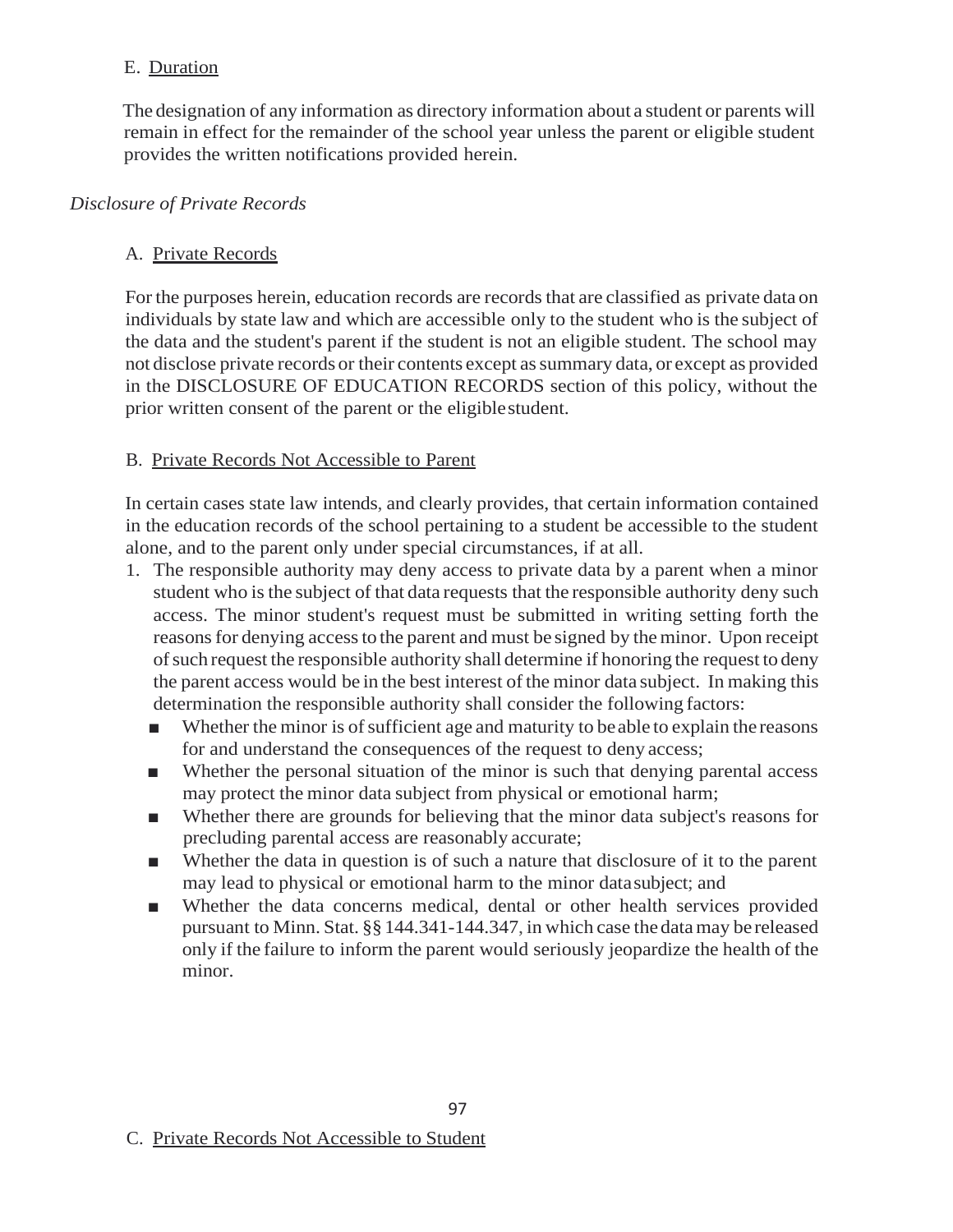E. Duration

The designation of any information as directory information about a student or parents will remain in effect for the remainder of the school year unless the parent or eligible student provides the written notifications provided herein.

*Disclosure of Private Records*

A. Private Records

For the purposes herein, education records are records that are classified as private data on individuals by state law and which are accessible only to the student who is the subject of the data and the student's parent if the student is not an eligible student. The school may not disclose private records or their contents except as summary data, or except as provided in the DISCLOSURE OF EDUCATION RECORDS section of this policy, without the prior written consent of the parent or the eligible student.

B. Private Records Not Accessible to Parent

In certain cases state law intends, and clearly provides, that certain information contained in the education records of the school pertaining to a student be accessible to the student alone, and to the parent only under special circumstances, if at all.

1. The responsible authority may deny access to private data by a parent when a minor student who is the subject of that data requests that the responsible authority deny such access. The minor student's request must be submitted in writing setting forth the reasons for denying access to the parent and must be signed by the minor. Upon receipt of such request the responsible authority shall determine if honoring the request to deny the parent access would be in the best interest of the minor data subject. In making this determination the responsible authority shall consider the following factors:
   - Whether the minor is of sufficient age and maturity to be able to explain the reasons for and understand the consequences of the request to deny access;
   - Whether the personal situation of the minor is such that denying parental access may protect the minor data subject from physical or emotional harm;
   - Whether there are grounds for believing that the minor data subject's reasons for precluding parental access are reasonably accurate;
   - Whether the data in question is of such a nature that disclosure of it to the parent may lead to physical or emotional harm to the minor data subject; and
   - Whether the data concerns medical, dental or other health services provided pursuant to Minn. Stat. §§ 144.341-144.347, in which case the data may be released only if the failure to inform the parent would seriously jeopardize the health of the minor.

C. Private Records Not Accessible to Student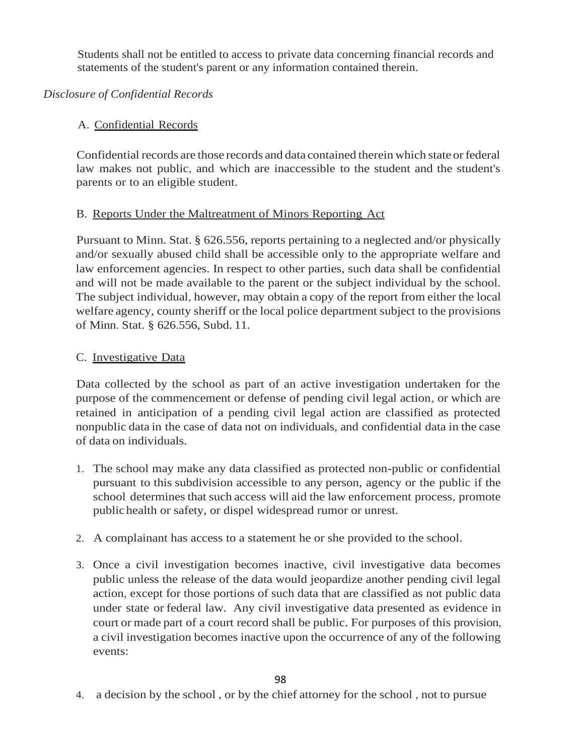Students shall not be entitled to access to private data concerning financial records and statements of the student's parent or any information contained therein.

*Disclosure of Confidential Records*

A. Confidential Records

Confidential records are those records and data contained therein which state or federal law makes not public, and which are inaccessible to the student and the student's parents or to an eligible student.

B. Reports Under the Maltreatment of Minors Reporting Act

Pursuant to Minn. Stat. § 626.556, reports pertaining to a neglected and/or physically and/or sexually abused child shall be accessible only to the appropriate welfare and law enforcement agencies. In respect to other parties, such data shall be confidential and will not be made available to the parent or the subject individual by the school. The subject individual, however, may obtain a copy of the report from either the local welfare agency, county sheriff or the local police department subject to the provisions of Minn. Stat. § 626.556, Subd. 11.

C. Investigative Data

Data collected by the school as part of an active investigation undertaken for the purpose of the commencement or defense of pending civil legal action, or which are retained in anticipation of a pending civil legal action are classified as protected nonpublic data in the case of data not on individuals, and confidential data in the case of data on individuals.

1. The school may make any data classified as protected non-public or confidential pursuant to this subdivision accessible to any person, agency or the public if the school determines that such access will aid the law enforcement process, promote public health or safety, or dispel widespread rumor or unrest.
2. A complainant has access to a statement he or she provided to the school.
3. Once a civil investigation becomes inactive, civil investigative data becomes public unless the release of the data would jeopardize another pending civil legal action, except for those portions of such data that are classified as not public data under state or federal law. Any civil investigative data presented as evidence in court or made part of a court record shall be public. For purposes of this provision, a civil investigation becomes inactive upon the occurrence of any of the following events:
4. a decision by the school , or by the chief attorney for the school , not to pursue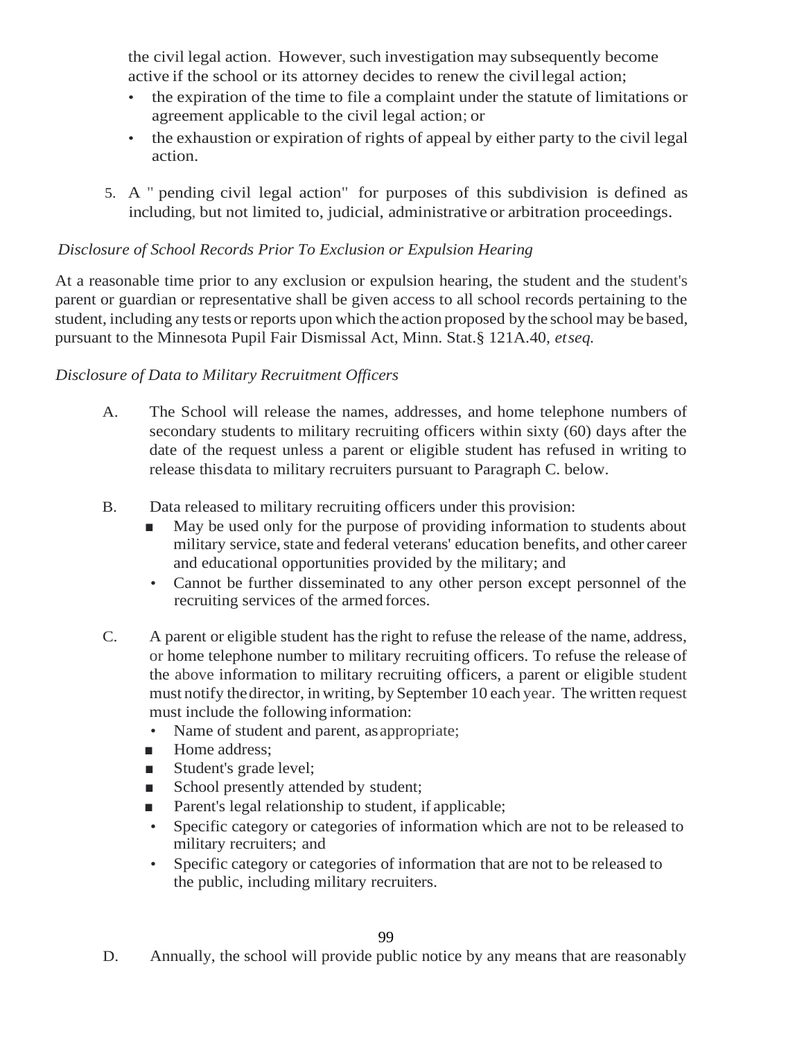the civil legal action. However, such investigation may subsequently become active if the school or its attorney decides to renew the civil legal action;

- the expiration of the time to file a complaint under the statute of limitations or agreement applicable to the civil legal action; or
- the exhaustion or expiration of rights of appeal by either party to the civil legal action.

5. A " pending civil legal action" for purposes of this subdivision is defined as including, but not limited to, judicial, administrative or arbitration proceedings.

*Disclosure of School Records Prior To Exclusion or Expulsion Hearing*

At a reasonable time prior to any exclusion or expulsion hearing, the student and the student's parent or guardian or representative shall be given access to all school records pertaining to the student, including any tests or reports upon which the action proposed by the school may be based, pursuant to the Minnesota Pupil Fair Dismissal Act, Minn. Stat.§ 121A.40, *et seq.*

*Disclosure of Data to Military Recruitment Officers*

A. The School will release the names, addresses, and home telephone numbers of secondary students to military recruiting officers within sixty (60) days after the date of the request unless a parent or eligible student has refused in writing to release this data to military recruiters pursuant to Paragraph C. below.

B. Data released to military recruiting officers under this provision:
   - May be used only for the purpose of providing information to students about military service, state and federal veterans' education benefits, and other career and educational opportunities provided by the military; and
   - Cannot be further disseminated to any other person except personnel of the recruiting services of the armed forces.

C. A parent or eligible student has the right to refuse the release of the name, address, or home telephone number to military recruiting officers. To refuse the release of the above information to military recruiting officers, a parent or eligible student must notify the director, in writing, by September 10 each year. The written request must include the following information:
   - Name of student and parent, as appropriate;
   - Home address;
   - Student's grade level;
   - School presently attended by student;
   - Parent's legal relationship to student, if applicable;
   - Specific category or categories of information which are not to be released to military recruiters; and
   - Specific category or categories of information that are not to be released to the public, including military recruiters.

D. Annually, the school will provide public notice by any means that are reasonably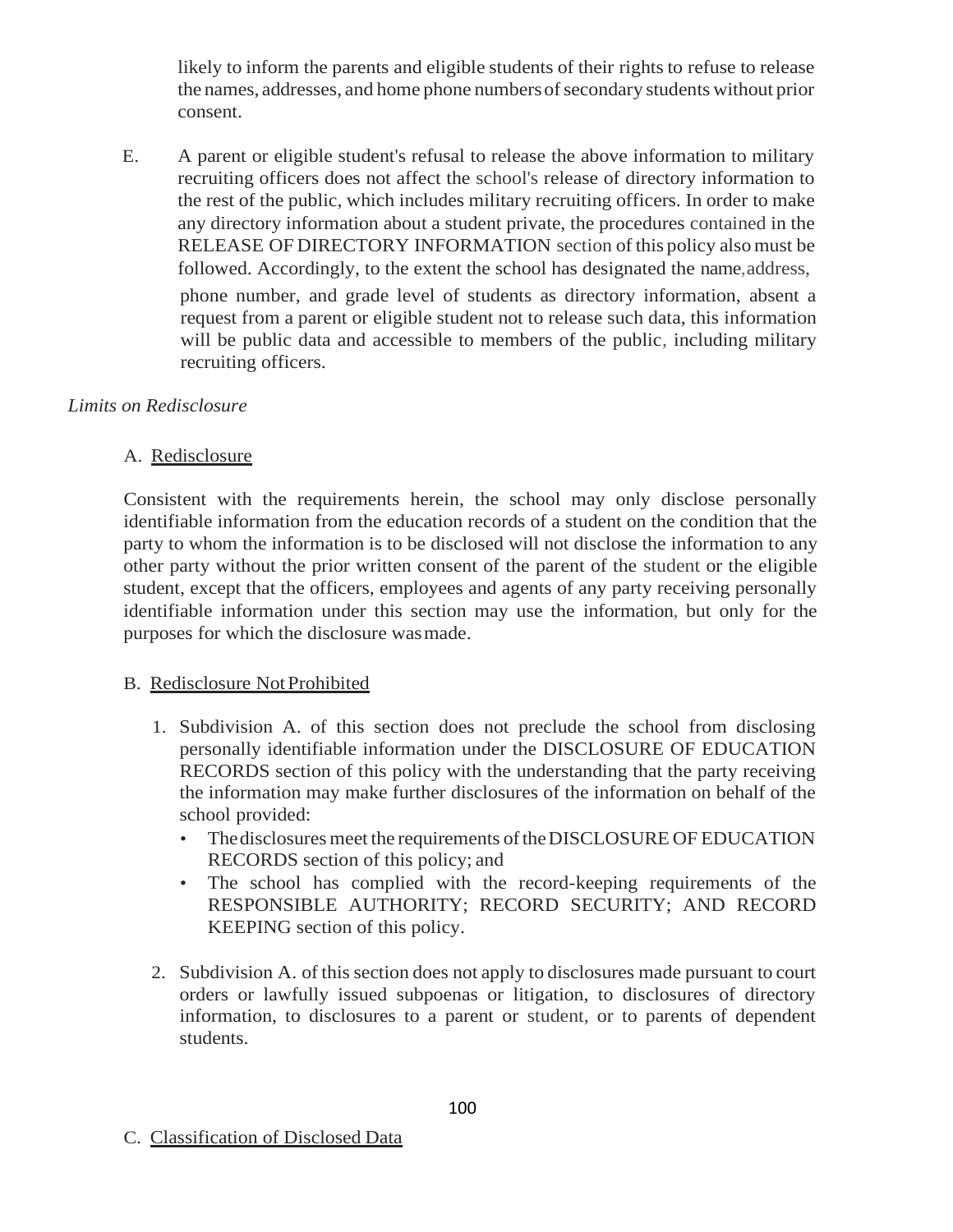likely to inform the parents and eligible students of their rights to refuse to release the names, addresses, and home phone numbers of secondary students without prior consent.

E. A parent or eligible student's refusal to release the above information to military recruiting officers does not affect the school's release of directory information to the rest of the public, which includes military recruiting officers. In order to make any directory information about a student private, the procedures contained in the RELEASE OF DIRECTORY INFORMATION section of this policy also must be followed. Accordingly, to the extent the school has designated the name, address, phone number, and grade level of students as directory information, absent a request from a parent or eligible student not to release such data, this information will be public data and accessible to members of the public, including military recruiting officers.

*Limits on Redisclosure*

A. Redisclosure

Consistent with the requirements herein, the school may only disclose personally identifiable information from the education records of a student on the condition that the party to whom the information is to be disclosed will not disclose the information to any other party without the prior written consent of the parent of the student or the eligible student, except that the officers, employees and agents of any party receiving personally identifiable information under this section may use the information, but only for the purposes for which the disclosure was made.

B. Redisclosure Not Prohibited

1. Subdivision A. of this section does not preclude the school from disclosing personally identifiable information under the DISCLOSURE OF EDUCATION RECORDS section of this policy with the understanding that the party receiving the information may make further disclosures of the information on behalf of the school provided:
   - The disclosures meet the requirements of the DISCLOSURE OF EDUCATION RECORDS section of this policy; and
   - The school has complied with the record-keeping requirements of the RESPONSIBLE AUTHORITY; RECORD SECURITY; AND RECORD KEEPING section of this policy.
2. Subdivision A. of this section does not apply to disclosures made pursuant to court orders or lawfully issued subpoenas or litigation, to disclosures of directory information, to disclosures to a parent or student, or to parents of dependent students.

C. Classification of Disclosed Data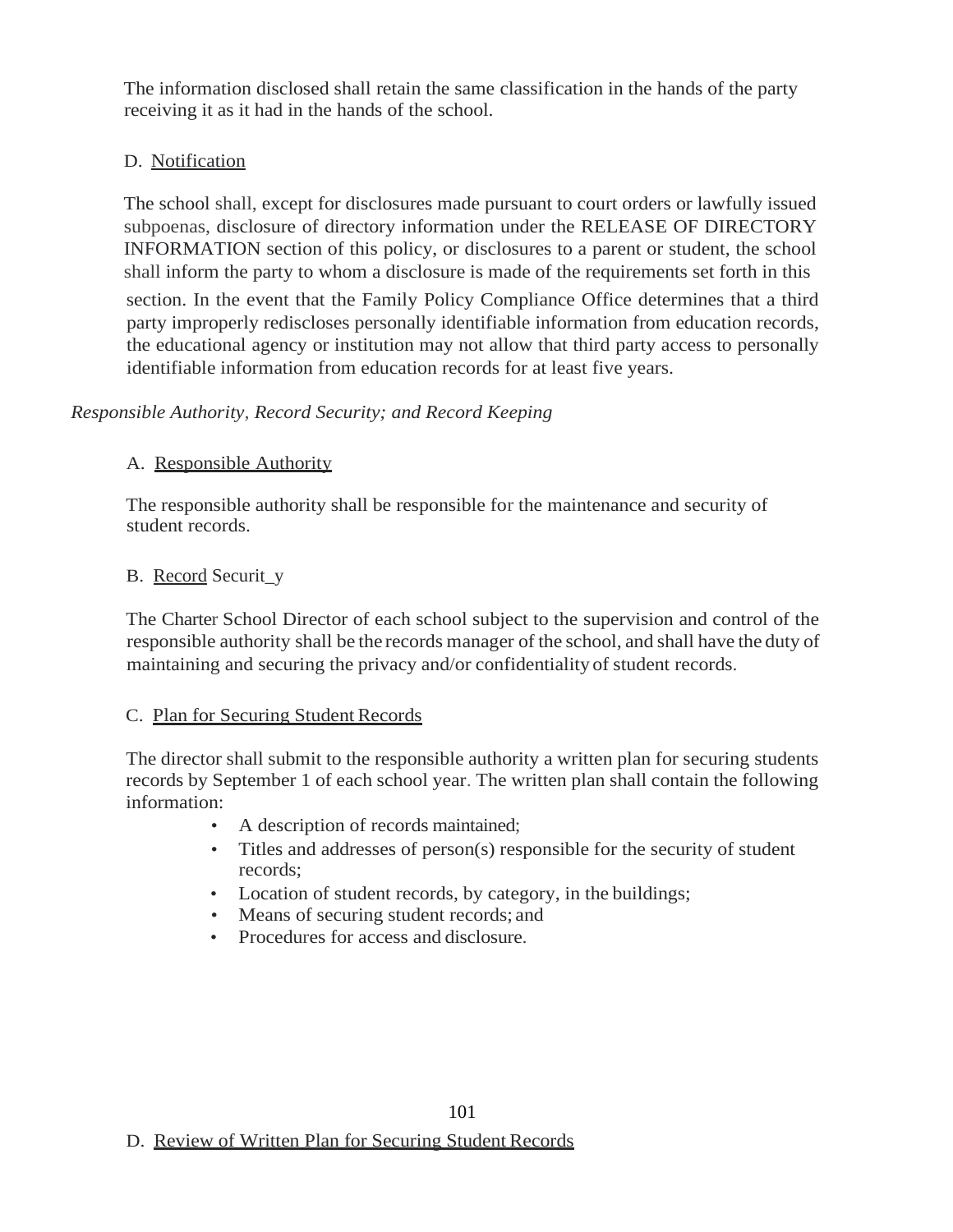The information disclosed shall retain the same classification in the hands of the party receiving it as it had in the hands of the school.

D. Notification

The school shall, except for disclosures made pursuant to court orders or lawfully issued subpoenas, disclosure of directory information under the RELEASE OF DIRECTORY INFORMATION section of this policy, or disclosures to a parent or student, the school shall inform the party to whom a disclosure is made of the requirements set forth in this section. In the event that the Family Policy Compliance Office determines that a third party improperly rediscloses personally identifiable information from education records, the educational agency or institution may not allow that third party access to personally identifiable information from education records for at least five years.

*Responsible Authority, Record Security; and Record Keeping*

A. Responsible Authority

The responsible authority shall be responsible for the maintenance and security of student records.

B. Record Securit_y

The Charter School Director of each school subject to the supervision and control of the responsible authority shall be the records manager of the school, and shall have the duty of maintaining and securing the privacy and/or confidentiality of student records.

C. Plan for Securing Student Records

The director shall submit to the responsible authority a written plan for securing students records by September 1 of each school year. The written plan shall contain the following information:

- A description of records maintained;
- Titles and addresses of person(s) responsible for the security of student records;
- Location of student records, by category, in the buildings;
- Means of securing student records; and
- Procedures for access and disclosure.

D. Review of Written Plan for Securing Student Records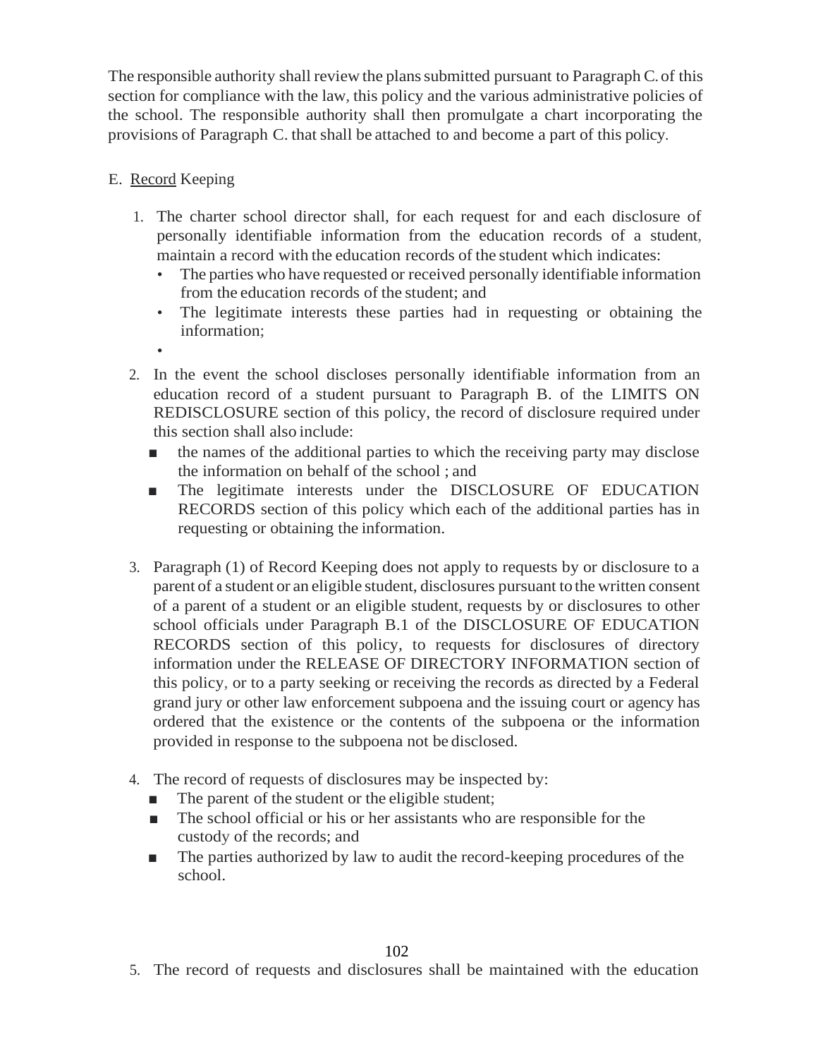The responsible authority shall review the plans submitted pursuant to Paragraph C. of this section for compliance with the law, this policy and the various administrative policies of the school. The responsible authority shall then promulgate a chart incorporating the provisions of Paragraph C. that shall be attached to and become a part of this policy.

E. <u>Record</u> Keeping

1. The charter school director shall, for each request for and each disclosure of personally identifiable information from the education records of a student, maintain a record with the education records of the student which indicates:
   - The parties who have requested or received personally identifiable information from the education records of the student; and
   - The legitimate interests these parties had in requesting or obtaining the information;
   -
2. In the event the school discloses personally identifiable information from an education record of a student pursuant to Paragraph B. of the LIMITS ON REDISCLOSURE section of this policy, the record of disclosure required under this section shall also include:
   - the names of the additional parties to which the receiving party may disclose the information on behalf of the school ; and
   - The legitimate interests under the DISCLOSURE OF EDUCATION RECORDS section of this policy which each of the additional parties has in requesting or obtaining the information.
3. Paragraph (1) of Record Keeping does not apply to requests by or disclosure to a parent of a student or an eligible student, disclosures pursuant to the written consent of a parent of a student or an eligible student, requests by or disclosures to other school officials under Paragraph B.1 of the DISCLOSURE OF EDUCATION RECORDS section of this policy, to requests for disclosures of directory information under the RELEASE OF DIRECTORY INFORMATION section of this policy, or to a party seeking or receiving the records as directed by a Federal grand jury or other law enforcement subpoena and the issuing court or agency has ordered that the existence or the contents of the subpoena or the information provided in response to the subpoena not be disclosed.
4. The record of requests of disclosures may be inspected by:
   - The parent of the student or the eligible student;
   - The school official or his or her assistants who are responsible for the custody of the records; and
   - The parties authorized by law to audit the record-keeping procedures of the school.
5. The record of requests and disclosures shall be maintained with the education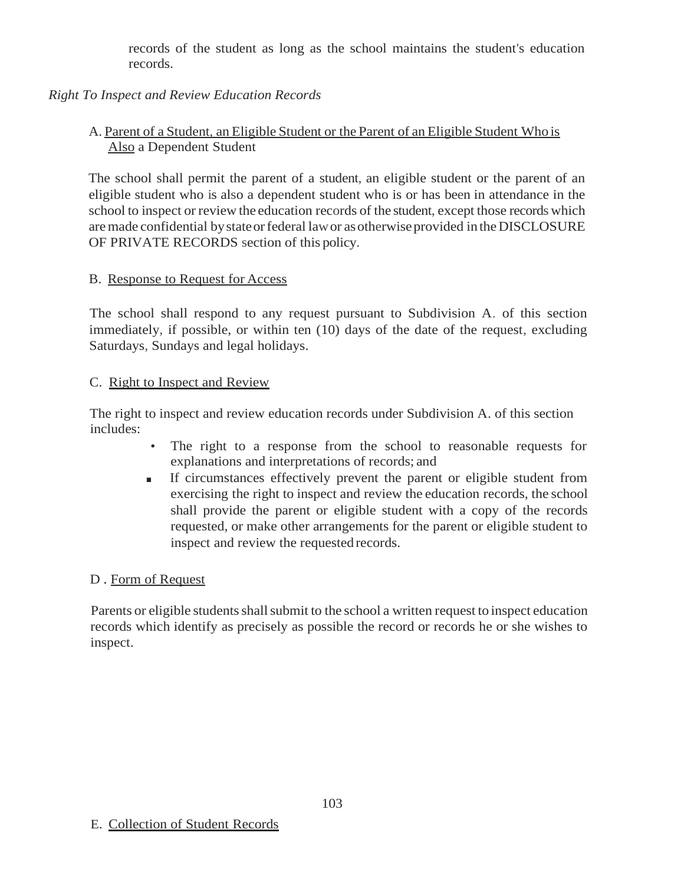records of the student as long as the school maintains the student's education records.

*Right To Inspect and Review Education Records*

A. Parent of a Student, an Eligible Student or the Parent of an Eligible Student Who is Also a Dependent Student

The school shall permit the parent of a student, an eligible student or the parent of an eligible student who is also a dependent student who is or has been in attendance in the school to inspect or review the education records of the student, except those records which are made confidential by state or federal law or as otherwise provided in the DISCLOSURE OF PRIVATE RECORDS section of this policy.

B. Response to Request for Access

The school shall respond to any request pursuant to Subdivision A. of this section immediately, if possible, or within ten (10) days of the date of the request, excluding Saturdays, Sundays and legal holidays.

C. Right to Inspect and Review

The right to inspect and review education records under Subdivision A. of this section includes:

- The right to a response from the school to reasonable requests for explanations and interpretations of records; and
- If circumstances effectively prevent the parent or eligible student from exercising the right to inspect and review the education records, the school shall provide the parent or eligible student with a copy of the records requested, or make other arrangements for the parent or eligible student to inspect and review the requested records.

D. Form of Request

Parents or eligible students shall submit to the school a written request to inspect education records which identify as precisely as possible the record or records he or she wishes to inspect.

E. Collection of Student Records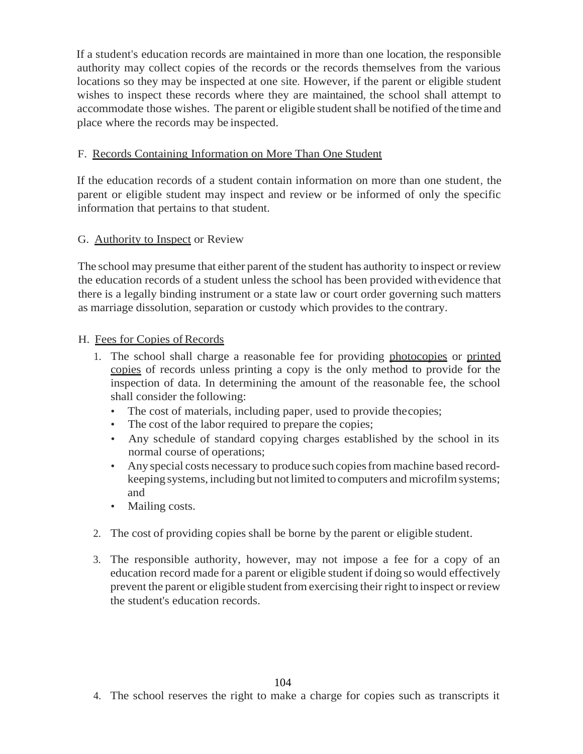If a student's education records are maintained in more than one location, the responsible authority may collect copies of the records or the records themselves from the various locations so they may be inspected at one site. However, if the parent or eligible student wishes to inspect these records where they are maintained, the school shall attempt to accommodate those wishes. The parent or eligible student shall be notified of the time and place where the records may be inspected.

F. Records Containing Information on More Than One Student

If the education records of a student contain information on more than one student, the parent or eligible student may inspect and review or be informed of only the specific information that pertains to that student.

G. Authority to Inspect or Review

The school may presume that either parent of the student has authority to inspect or review the education records of a student unless the school has been provided with evidence that there is a legally binding instrument or a state law or court order governing such matters as marriage dissolution, separation or custody which provides to the contrary.

H. Fees for Copies of Records

1. The school shall charge a reasonable fee for providing photocopies or printed copies of records unless printing a copy is the only method to provide for the inspection of data. In determining the amount of the reasonable fee, the school shall consider the following:
   - The cost of materials, including paper, used to provide the copies;
   - The cost of the labor required to prepare the copies;
   - Any schedule of standard copying charges established by the school in its normal course of operations;
   - Any special costs necessary to produce such copies from machine based record-keeping systems, including but not limited to computers and microfilm systems; and
   - Mailing costs.

2. The cost of providing copies shall be borne by the parent or eligible student.

3. The responsible authority, however, may not impose a fee for a copy of an education record made for a parent or eligible student if doing so would effectively prevent the parent or eligible student from exercising their right to inspect or review the student's education records.

4. The school reserves the right to make a charge for copies such as transcripts it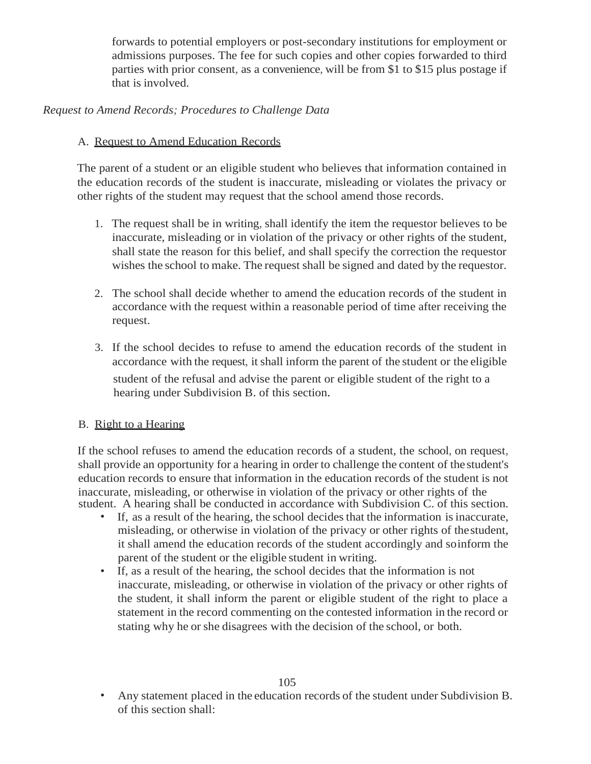forwards to potential employers or post-secondary institutions for employment or admissions purposes. The fee for such copies and other copies forwarded to third parties with prior consent, as a convenience, will be from $1 to $15 plus postage if that is involved.

*Request to Amend Records; Procedures to Challenge Data*

A. Request to Amend Education Records

The parent of a student or an eligible student who believes that information contained in the education records of the student is inaccurate, misleading or violates the privacy or other rights of the student may request that the school amend those records.

1. The request shall be in writing, shall identify the item the requestor believes to be inaccurate, misleading or in violation of the privacy or other rights of the student, shall state the reason for this belief, and shall specify the correction the requestor wishes the school to make. The request shall be signed and dated by the requestor.

2. The school shall decide whether to amend the education records of the student in accordance with the request within a reasonable period of time after receiving the request.

3. If the school decides to refuse to amend the education records of the student in accordance with the request, it shall inform the parent of the student or the eligible student of the refusal and advise the parent or eligible student of the right to a hearing under Subdivision B. of this section.

B. Right to a Hearing

If the school refuses to amend the education records of a student, the school, on request, shall provide an opportunity for a hearing in order to challenge the content of the student's education records to ensure that information in the education records of the student is not inaccurate, misleading, or otherwise in violation of the privacy or other rights of the student. A hearing shall be conducted in accordance with Subdivision C. of this section.

- If, as a result of the hearing, the school decides that the information is inaccurate, misleading, or otherwise in violation of the privacy or other rights of the student, it shall amend the education records of the student accordingly and so inform the parent of the student or the eligible student in writing.
- If, as a result of the hearing, the school decides that the information is not inaccurate, misleading, or otherwise in violation of the privacy or other rights of the student, it shall inform the parent or eligible student of the right to place a statement in the record commenting on the contested information in the record or stating why he or she disagrees with the decision of the school, or both.
- Any statement placed in the education records of the student under Subdivision B. of this section shall: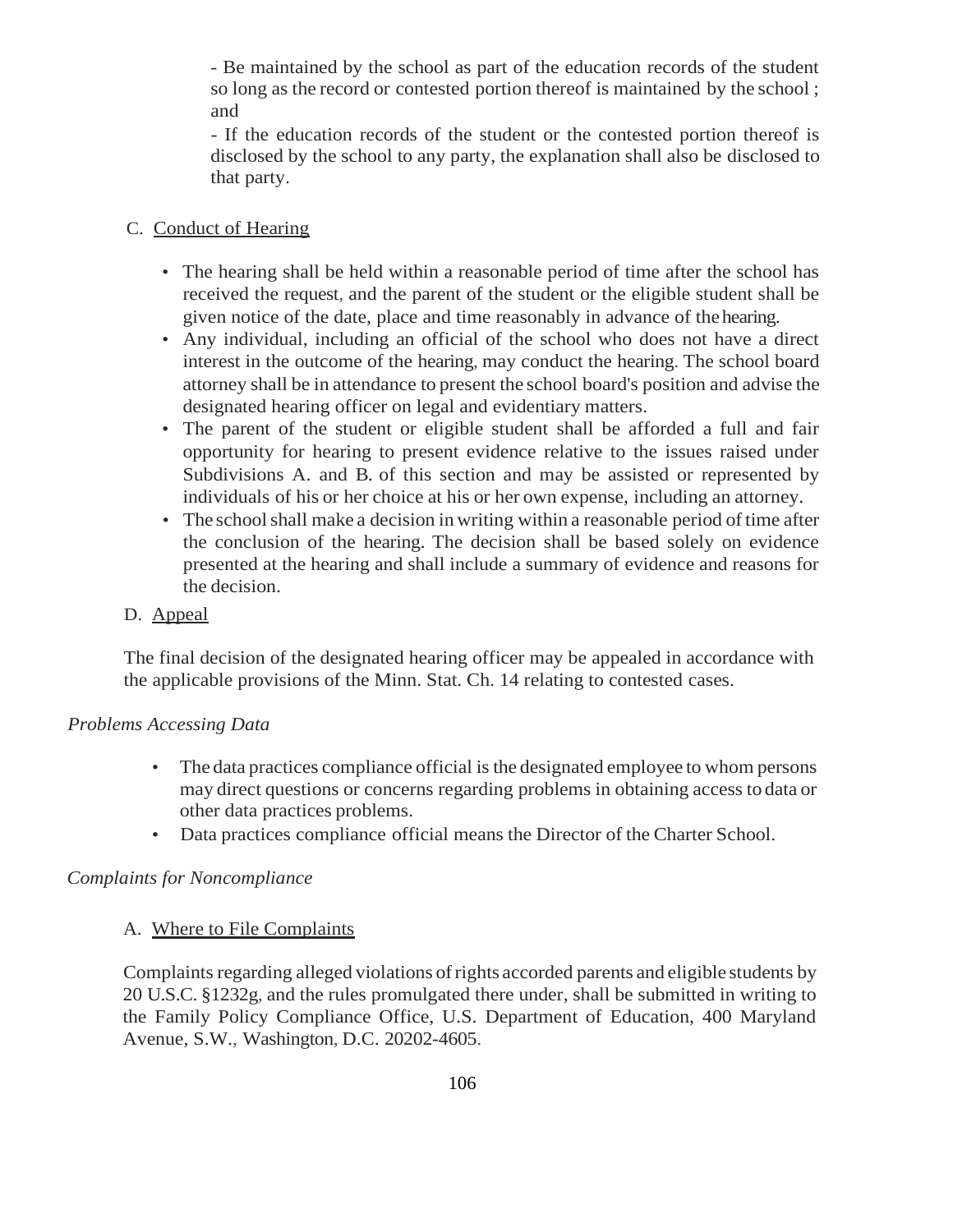- Be maintained by the school as part of the education records of the student so long as the record or contested portion thereof is maintained by the school ; and

- If the education records of the student or the contested portion thereof is disclosed by the school to any party, the explanation shall also be disclosed to that party.

C. Conduct of Hearing

- The hearing shall be held within a reasonable period of time after the school has received the request, and the parent of the student or the eligible student shall be given notice of the date, place and time reasonably in advance of the hearing.
- Any individual, including an official of the school who does not have a direct interest in the outcome of the hearing, may conduct the hearing. The school board attorney shall be in attendance to present the school board's position and advise the designated hearing officer on legal and evidentiary matters.
- The parent of the student or eligible student shall be afforded a full and fair opportunity for hearing to present evidence relative to the issues raised under Subdivisions A. and B. of this section and may be assisted or represented by individuals of his or her choice at his or her own expense, including an attorney.
- The school shall make a decision in writing within a reasonable period of time after the conclusion of the hearing. The decision shall be based solely on evidence presented at the hearing and shall include a summary of evidence and reasons for the decision.

D. Appeal

The final decision of the designated hearing officer may be appealed in accordance with the applicable provisions of the Minn. Stat. Ch. 14 relating to contested cases.

*Problems Accessing Data*

- The data practices compliance official is the designated employee to whom persons may direct questions or concerns regarding problems in obtaining access to data or other data practices problems.
- Data practices compliance official means the Director of the Charter School.

*Complaints for Noncompliance*

A. Where to File Complaints

Complaints regarding alleged violations of rights accorded parents and eligible students by 20 U.S.C. §1232g, and the rules promulgated there under, shall be submitted in writing to the Family Policy Compliance Office, U.S. Department of Education, 400 Maryland Avenue, S.W., Washington, D.C. 20202-4605.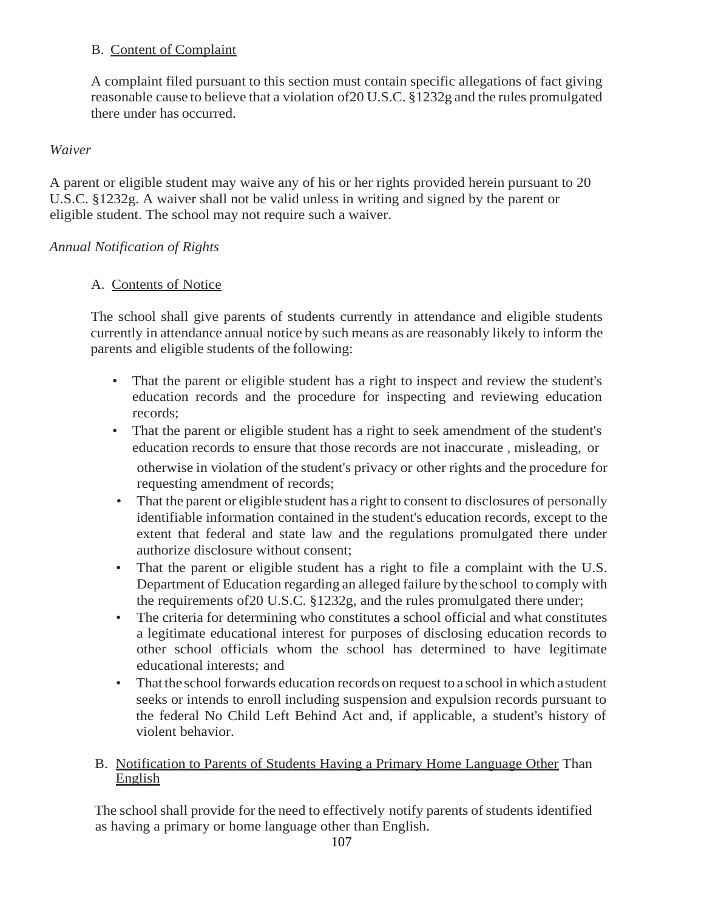B. Content of Complaint

A complaint filed pursuant to this section must contain specific allegations of fact giving reasonable cause to believe that a violation of20 U.S.C. §1232g and the rules promulgated there under has occurred.

*Waiver*

A parent or eligible student may waive any of his or her rights provided herein pursuant to 20 U.S.C. §1232g. A waiver shall not be valid unless in writing and signed by the parent or eligible student. The school may not require such a waiver.

*Annual Notification of Rights*

A. Contents of Notice

The school shall give parents of students currently in attendance and eligible students currently in attendance annual notice by such means as are reasonably likely to inform the parents and eligible students of the following:

- That the parent or eligible student has a right to inspect and review the student's education records and the procedure for inspecting and reviewing education records;
- That the parent or eligible student has a right to seek amendment of the student's education records to ensure that those records are not inaccurate , misleading, or otherwise in violation of the student's privacy or other rights and the procedure for requesting amendment of records;
- That the parent or eligible student has a right to consent to disclosures of personally identifiable information contained in the student's education records, except to the extent that federal and state law and the regulations promulgated there under authorize disclosure without consent;
- That the parent or eligible student has a right to file a complaint with the U.S. Department of Education regarding an alleged failure by the school to comply with the requirements of20 U.S.C. §1232g, and the rules promulgated there under;
- The criteria for determining who constitutes a school official and what constitutes a legitimate educational interest for purposes of disclosing education records to other school officials whom the school has determined to have legitimate educational interests; and
- That the school forwards education records on request to a school in which a student seeks or intends to enroll including suspension and expulsion records pursuant to the federal No Child Left Behind Act and, if applicable, a student's history of violent behavior.

B. Notification to Parents of Students Having a Primary Home Language Other Than English

The school shall provide for the need to effectively notify parents of students identified as having a primary or home language other than English.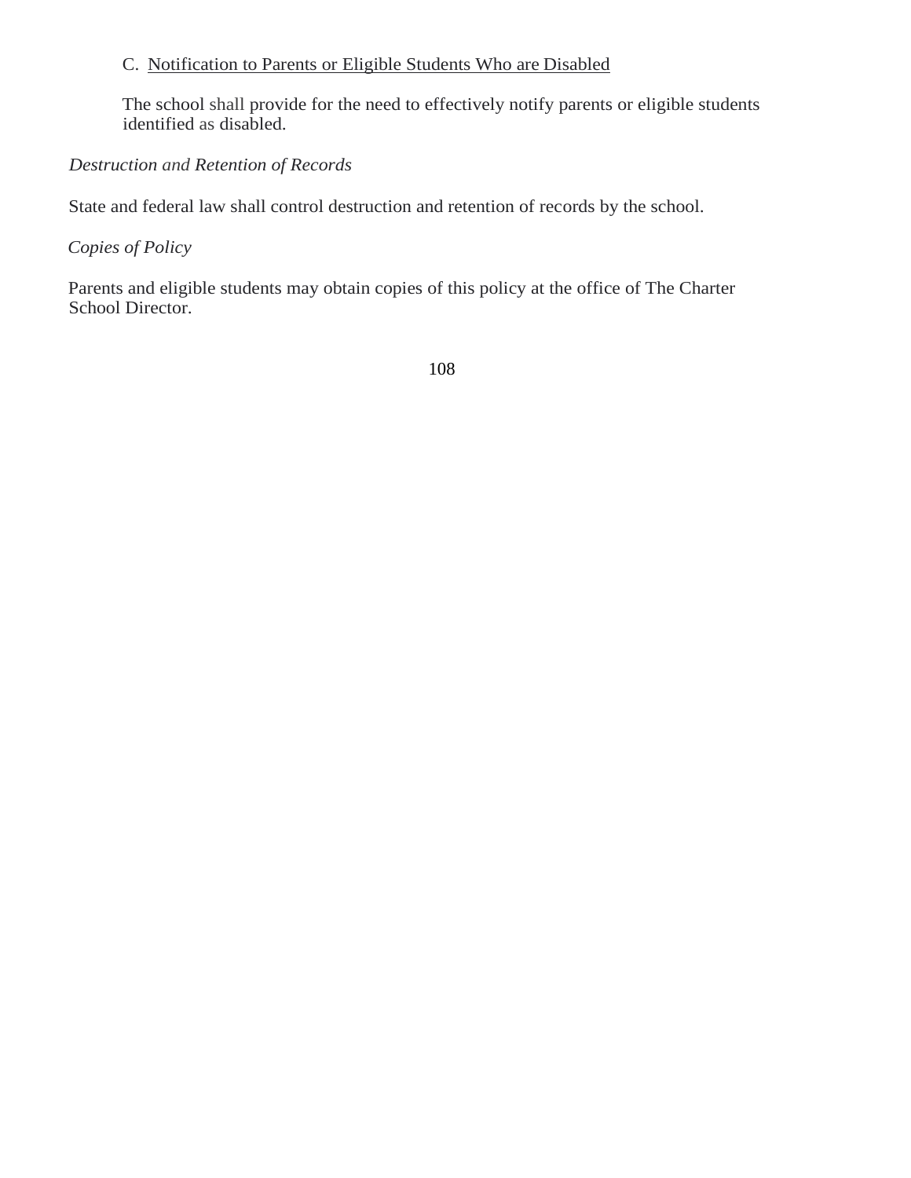C. <u>Notification to Parents or Eligible Students Who are Disabled</u>

The school shall provide for the need to effectively notify parents or eligible students identified as disabled.

*Destruction and Retention of Records*

State and federal law shall control destruction and retention of records by the school.

*Copies of Policy*

Parents and eligible students may obtain copies of this policy at the office of The Charter School Director.